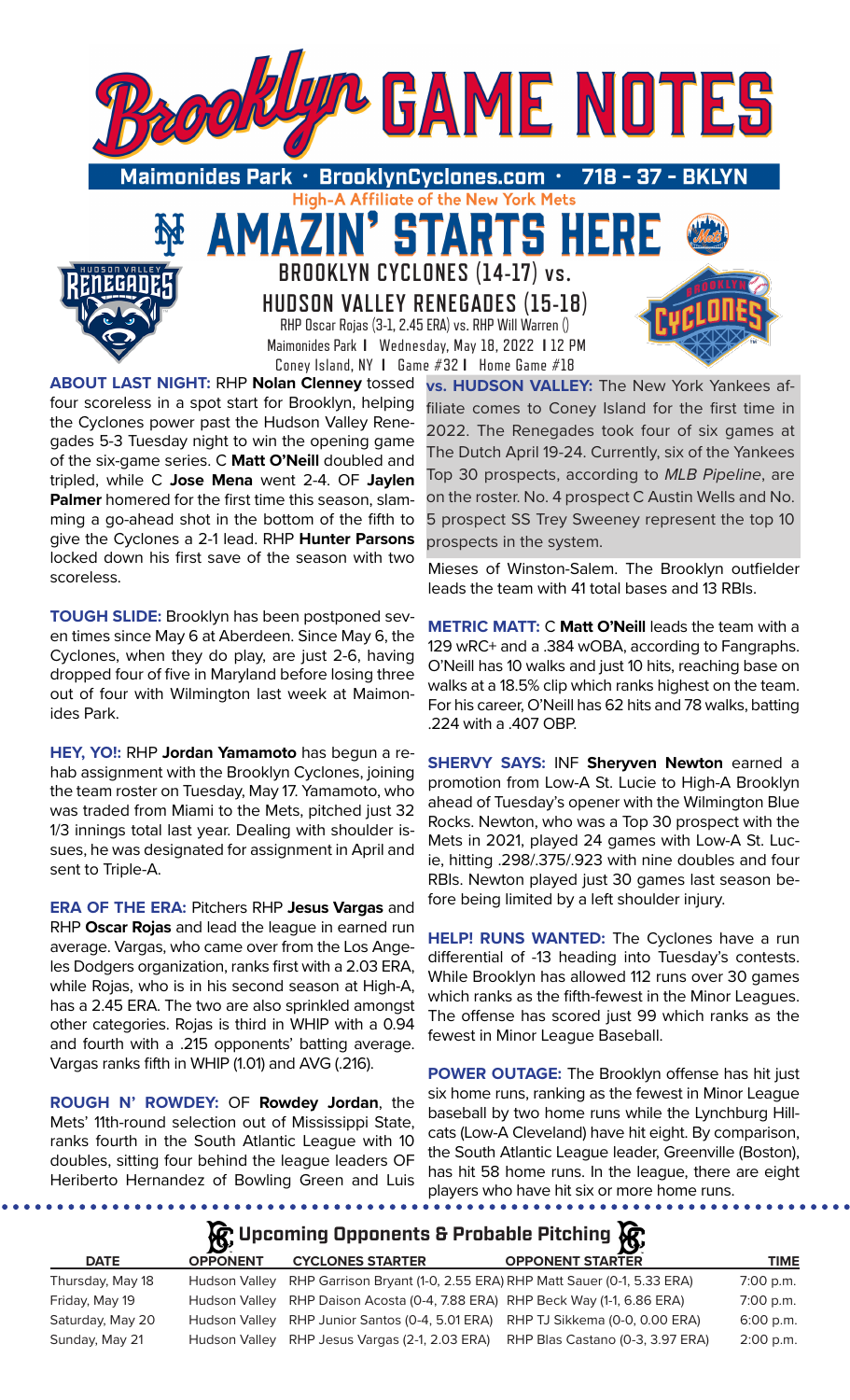# Brooklyn GAME NOTES

**Maimonides Park • BrooklynCyclones.com • 718 - 37 - BKLYN**

High-A Affiliate of the New York Mets

## AMAZIN' STARTS HERE

## BROOKLYN CYCLONES (14-17) vs. HUDSON VALLEY RENEGADES (15-18)

RHP Oscar Rojas (3-1, 2.45 ERA) vs. RHP Will Warren ()
Maimonides Park | Wednesday, May 18, 2022 | 12 PM
Coney Island, NY | Game #32 | Home Game #18

**ABOUT LAST NIGHT:** RHP **Nolan Clenney** tossed four scoreless in a spot start for Brooklyn, helping the Cyclones power past the Hudson Valley Renegades 5-3 Tuesday night to win the opening game of the six-game series. C **Matt O'Neill** doubled and tripled, while C **Jose Mena** went 2-4. OF **Jaylen Palmer** homered for the first time this season, slamming a go-ahead shot in the bottom of the fifth to give the Cyclones a 2-1 lead. RHP **Hunter Parsons** locked down his first save of the season with two scoreless.

**TOUGH SLIDE:** Brooklyn has been postponed seven times since May 6 at Aberdeen. Since May 6, the Cyclones, when they do play, are just 2-6, having dropped four of five in Maryland before losing three out of four with Wilmington last week at Maimonides Park.

**HEY, YO!:** RHP **Jordan Yamamoto** has begun a rehab assignment with the Brooklyn Cyclones, joining the team roster on Tuesday, May 17. Yamamoto, who was traded from Miami to the Mets, pitched just 32 1/3 innings total last year. Dealing with shoulder issues, he was designated for assignment in April and sent to Triple-A.

**ERA OF THE ERA:** Pitchers RHP **Jesus Vargas** and RHP **Oscar Rojas** and lead the league in earned run average. Vargas, who came over from the Los Angeles Dodgers organization, ranks first with a 2.03 ERA, while Rojas, who is in his second season at High-A, has a 2.45 ERA. The two are also sprinkled amongst other categories. Rojas is third in WHIP with a 0.94 and fourth with a .215 opponents' batting average. Vargas ranks fifth in WHIP (1.01) and AVG (.216).

**ROUGH N' ROWDEY:** OF **Rowdey Jordan**, the Mets' 11th-round selection out of Mississippi State, ranks fourth in the South Atlantic League with 10 doubles, sitting four behind the league leaders OF Heriberto Hernandez of Bowling Green and Luis Mieses of Winston-Salem. The Brooklyn outfielder leads the team with 41 total bases and 13 RBIs.

**vs. HUDSON VALLEY:** The New York Yankees affiliate comes to Coney Island for the first time in 2022. The Renegades took four of six games at The Dutch April 19-24. Currently, six of the Yankees Top 30 prospects, according to *MLB Pipeline*, are on the roster. No. 4 prospect C Austin Wells and No. 5 prospect SS Trey Sweeney represent the top 10 prospects in the system.

**METRIC MATT:** C **Matt O'Neill** leads the team with a 129 wRC+ and a .384 wOBA, according to Fangraphs. O'Neill has 10 walks and just 10 hits, reaching base on walks at a 18.5% clip which ranks highest on the team. For his career, O'Neill has 62 hits and 78 walks, batting .224 with a .407 OBP.

**SHERVY SAYS:** INF **Sheryven Newton** earned a promotion from Low-A St. Lucie to High-A Brooklyn ahead of Tuesday's opener with the Wilmington Blue Rocks. Newton, who was a Top 30 prospect with the Mets in 2021, played 24 games with Low-A St. Lucie, hitting .298/.375/.923 with nine doubles and four RBIs. Newton played just 30 games last season before being limited by a left shoulder injury.

**HELP! RUNS WANTED:** The Cyclones have a run differential of -13 heading into Tuesday's contests. While Brooklyn has allowed 112 runs over 30 games which ranks as the fifth-fewest in the Minor Leagues. The offense has scored just 99 which ranks as the fewest in Minor League Baseball.

**POWER OUTAGE:** The Brooklyn offense has hit just six home runs, ranking as the fewest in Minor League baseball by two home runs while the Lynchburg Hillcats (Low-A Cleveland) have hit eight. By comparison, the South Atlantic League leader, Greenville (Boston), has hit 58 home runs. In the league, there are eight players who have hit six or more home runs.

## Upcoming Opponents & Probable Pitching

| DATE | OPPONENT | CYCLONES STARTER | OPPONENT STARTER | TIME |
|---|---|---|---|---|
| Thursday, May 18 | Hudson Valley | RHP Garrison Bryant (1-0, 2.55 ERA) | RHP Matt Sauer (0-1, 5.33 ERA) | 7:00 p.m. |
| Friday, May 19 | Hudson Valley | RHP Daison Acosta (0-4, 7.88 ERA) | RHP Beck Way (1-1, 6.86 ERA) | 7:00 p.m. |
| Saturday, May 20 | Hudson Valley | RHP Junior Santos (0-4, 5.01 ERA) | RHP TJ Sikkema (0-0, 0.00 ERA) | 6:00 p.m. |
| Sunday, May 21 | Hudson Valley | RHP Jesus Vargas (2-1, 2.03 ERA) | RHP Blas Castano (0-3, 3.97 ERA) | 2:00 p.m. |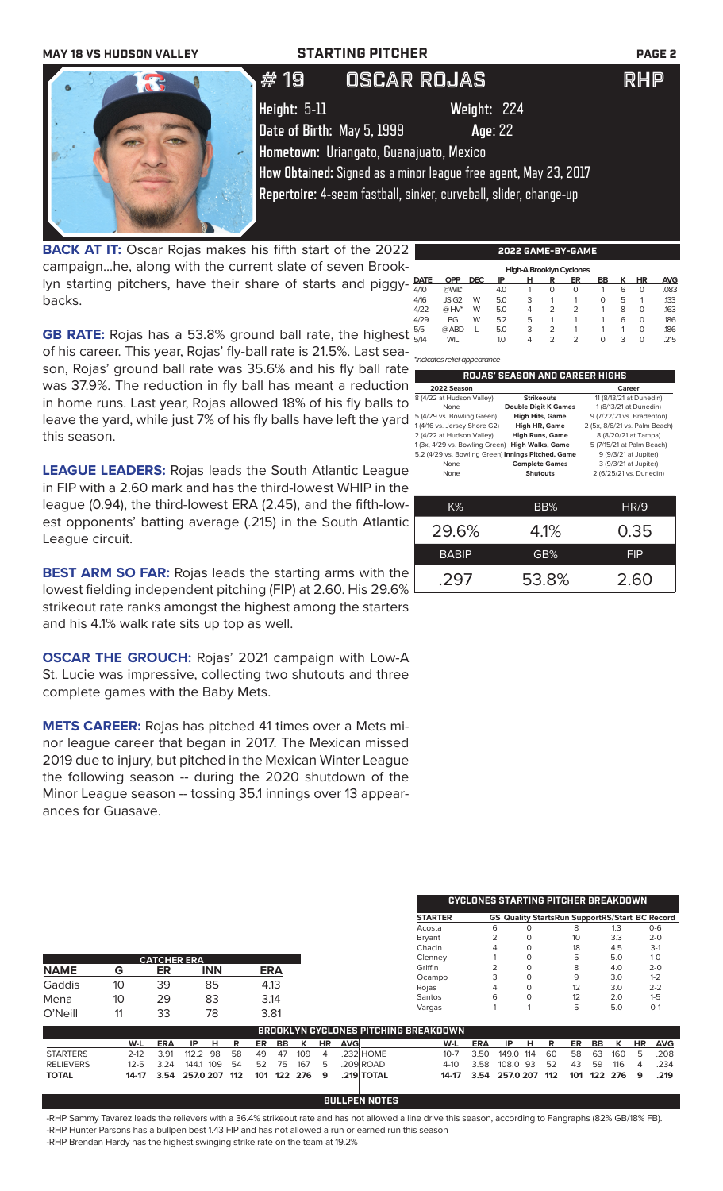MAY 18 VS HUDSON VALLEY — STARTING PITCHER

# #19 OSCAR ROJAS — RHP

Height: 5-11 | Weight: 224

Date of Birth: May 5, 1999 | Age: 22

Hometown: Uriangato, Guanajuato, Mexico

How Obtained: Signed as a minor league free agent, May 23, 2017

Repertoire: 4-seam fastball, sinker, curveball, slider, change-up

**BACK AT IT:** Oscar Rojas makes his fifth start of the 2022 campaign...he, along with the current slate of seven Brooklyn starting pitchers, have their share of starts and piggybacks.

**GB RATE:** Rojas has a 53.8% ground ball rate, the highest of his career. This year, Rojas' fly-ball rate is 21.5%. Last season, Rojas' ground ball rate was 35.6% and his fly ball rate was 37.9%. The reduction in fly ball has meant a reduction in home runs. Last year, Rojas allowed 18% of his fly balls to leave the yard, while just 7% of his fly balls have left the yard this season.

**LEAGUE LEADERS:** Rojas leads the South Atlantic League in FIP with a 2.60 mark and has the third-lowest WHIP in the league (0.94), the third-lowest ERA (2.45), and the fifth-lowest opponents' batting average (.215) in the South Atlantic League circuit.

**BEST ARM SO FAR:** Rojas leads the starting arms with the lowest fielding independent pitching (FIP) at 2.60. His 29.6% strikeout rate ranks amongst the highest among the starters and his 4.1% walk rate sits up top as well.

**OSCAR THE GROUCH:** Rojas' 2021 campaign with Low-A St. Lucie was impressive, collecting two shutouts and three complete games with the Baby Mets.

**METS CAREER:** Rojas has pitched 41 times over a Mets minor league career that began in 2017. The Mexican missed 2019 due to injury, but pitched in the Mexican Winter League the following season -- during the 2020 shutdown of the Minor League season -- tossing 35.1 innings over 13 appearances for Guasave.

## 2022 GAME-BY-GAME

High-A Brooklyn Cyclones

| DATE | OPP | DEC | IP | H | R | ER | BB | K | HR | AVG |
|---|---|---|---|---|---|---|---|---|---|---|
| 4/10 | @WIL* | | 4.0 | 1 | 0 | 0 | 1 | 6 | 0 | .083 |
| 4/16 | JS G2 | W | 5.0 | 3 | 1 | 1 | 0 | 5 | 1 | .133 |
| 4/22 | @HV* | W | 5.0 | 4 | 2 | 2 | 1 | 8 | 0 | .163 |
| 4/29 | BG | W | 5.2 | 5 | 1 | 1 | 1 | 6 | 0 | .186 |
| 5/5 | @ABD | L | 5.0 | 3 | 2 | 1 | 1 | 1 | 0 | .186 |
| 5/14 | WIL | | 1.0 | 4 | 2 | 2 | 0 | 3 | 0 | .215 |

*indicates relief appearance

## ROJAS' SEASON AND CAREER HIGHS

| 2022 Season | | Career |
|---|---|---|
| 8 (4/22 at Hudson Valley) | Strikeouts | 11 (8/13/21 at Dunedin) |
| None | Double Digit K Games | 1 (8/13/21 at Dunedin) |
| 5 (4/29 vs. Bowling Green) | High Hits, Game | 9 (7/22/21 vs. Bradenton) |
| 1 (4/16 vs. Jersey Shore G2) | High HR, Game | 2 (5x, 8/6/21 vs. Palm Beach) |
| 2 (4/22 at Hudson Valley) | High Runs, Game | 8 (8/20/21 at Tampa) |
| 1 (3x, 4/29 vs. Bowling Green) | High Walks, Game | 5 (7/15/21 at Palm Beach) |
| 5.2 (4/29 vs. Bowling Green) | Innings Pitched, Game | 9 (9/3/21 at Jupiter) |
| None | Complete Games | 3 (9/3/21 at Jupiter) |
| None | Shutouts | 2 (6/25/21 vs. Dunedin) |

| K% | BB% | HR/9 |
|---|---|---|
| 29.6% | 4.1% | 0.35 |
| **BABIP** | **GB%** | **FIP** |
| .297 | 53.8% | 2.60 |

## CATCHER ERA

| NAME | G | ER | INN | ERA |
|---|---|---|---|---|
| Gaddis | 10 | 39 | 85 | 4.13 |
| Mena | 10 | 29 | 83 | 3.14 |
| O'Neill | 11 | 33 | 78 | 3.81 |

## CYCLONES STARTING PITCHER BREAKDOWN

| STARTER | GS | Quality Starts | Run Support | RS/Start | BC Record |
|---|---|---|---|---|---|
| Acosta | 6 | 0 | 8 | 1.3 | 0-6 |
| Bryant | 2 | 0 | 10 | 3.3 | 2-0 |
| Chacin | 4 | 0 | 18 | 4.5 | 3-1 |
| Clenney | 1 | 0 | 5 | 5.0 | 1-0 |
| Griffin | 2 | 0 | 8 | 4.0 | 2-0 |
| Ocampo | 3 | 0 | 9 | 3.0 | 1-2 |
| Rojas | 4 | 0 | 12 | 3.0 | 2-2 |
| Santos | 6 | 0 | 12 | 2.0 | 1-5 |
| Vargas | 1 | 1 | 5 | 5.0 | 0-1 |

## BROOKLYN CYCLONES PITCHING BREAKDOWN

| | W-L | ERA | IP | H | R | ER | BB | K | HR | AVG | | W-L | ERA | IP | H | R | ER | BB | K | HR | AVG |
|---|---|---|---|---|---|---|---|---|---|---|---|---|---|---|---|---|---|---|---|---|---|
| STARTERS | 2-12 | 3.91 | 112.2 | 98 | 58 | 49 | 47 | 109 | 4 | .232 | HOME | 10-7 | 3.50 | 149.0 | 114 | 60 | 58 | 63 | 160 | 5 | .208 |
| RELIEVERS | 12-5 | 3.24 | 144.1 | 109 | 54 | 52 | 75 | 167 | 5 | .209 | ROAD | 4-10 | 3.58 | 108.0 | 93 | 52 | 43 | 59 | 116 | 4 | .234 |
| TOTAL | 14-17 | 3.54 | 257.0 | 207 | 112 | 101 | 122 | 276 | 9 | .219 | TOTAL | 14-17 | 3.54 | 257.0 | 207 | 112 | 101 | 122 | 276 | 9 | .219 |

## BULLPEN NOTES

-RHP Sammy Tavarez leads the relievers with a 36.4% strikeout rate and has not allowed a line drive this season, according to Fangraphs (82% GB/18% FB).

-RHP Hunter Parsons has a bullpen best 1.43 FIP and has not allowed a run or earned run this season

-RHP Brendan Hardy has the highest swinging strike rate on the team at 19.2%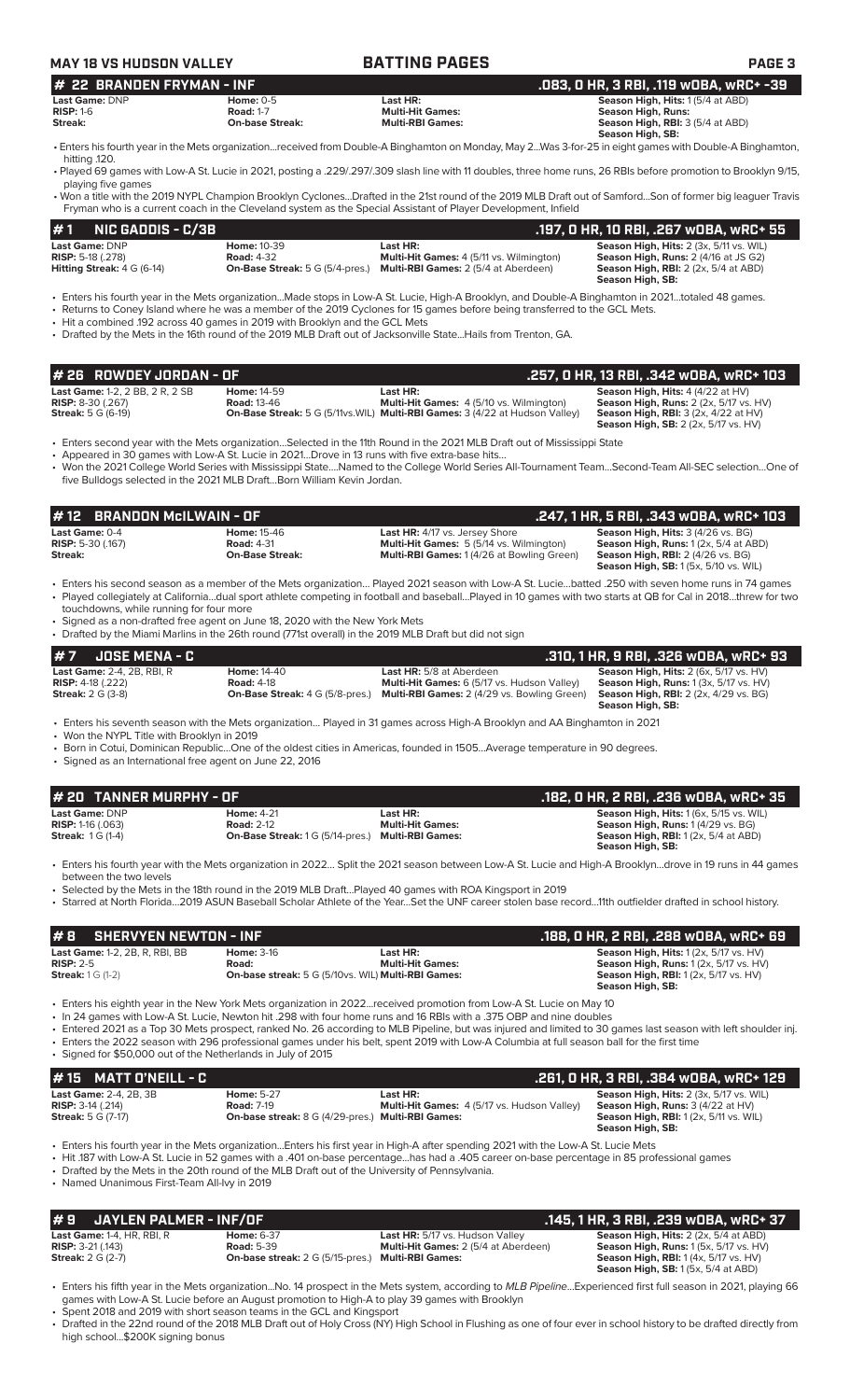## # 22 BRANDEN FRYMAN - INF
**.083, 0 HR, 3 RBI, .119 wOBA, wRC+ -39**

**Last Game:** DNP
**RISP:** 1-6
**Streak:**
**Home:** 0-5
**Road:** 1-7
**On-base Streak:**
**Last HR:**
**Multi-Hit Games:**
**Multi-RBI Games:**
**Season High, Hits:** 1 (5/4 at ABD)
**Season High, Runs:**
**Season High, RBI:** 3 (5/4 at ABD)
**Season High, SB:**

- Enters his fourth year in the Mets organization...received from Double-A Binghamton on Monday, May 2...Was 3-for-25 in eight games with Double-A Binghamton, hitting .120.
- Played 69 games with Low-A St. Lucie in 2021, posting a .229/.297/.309 slash line with 11 doubles, three home runs, 26 RBIs before promotion to Brooklyn 9/15, playing five games
- Won a title with the 2019 NYPL Champion Brooklyn Cyclones...Drafted in the 21st round of the 2019 MLB Draft out of Samford...Son of former big leaguer Travis Fryman who is a current coach in the Cleveland system as the Special Assistant of Player Development, Infield

## # 1 NIC GADDIS - C/3B
**.197, 0 HR, 10 RBI, .267 wOBA, wRC+ 55**

**Last Game:** DNP
**RISP:** 5-18 (.278)
**Hitting Streak:** 4 G (6-14)
**Home:** 10-39
**Road:** 4-32
**On-Base Streak:** 5 G (5/4-pres.)
**Last HR:**
**Multi-Hit Games:** 4 (5/11 vs. Wilmington)
**Multi-RBI Games:** 2 (5/4 at Aberdeen)
**Season High, Hits:** 2 (3x, 5/11 vs. WIL)
**Season High, Runs:** 2 (4/16 at JS G2)
**Season High, RBI:** 2 (2x, 5/4 at ABD)
**Season High, SB:**

- Enters his fourth year in the Mets organization...Made stops in Low-A St. Lucie, High-A Brooklyn, and Double-A Binghamton in 2021...totaled 48 games.
- Returns to Coney Island where he was a member of the 2019 Cyclones for 15 games before being transferred to the GCL Mets.
- Hit a combined .192 across 40 games in 2019 with Brooklyn and the GCL Mets
- Drafted by the Mets in the 16th round of the 2019 MLB Draft out of Jacksonville State...Hails from Trenton, GA.

## # 26 ROWDEY JORDAN - OF
**.257, 0 HR, 13 RBI, .342 wOBA, wRC+ 103**

**Last Game:** 1-2, 2 BB, 2 R, 2 SB
**RISP:** 8-30 (.267)
**Streak:** 5 G (6-19)
**Home:** 14-59
**Road:** 13-46
**On-Base Streak:** 5 G (5/11vs.WIL)
**Last HR:**
**Multi-Hit Games:** 4 (5/10 vs. Wilmington)
**Multi-RBI Games:** 3 (4/22 at Hudson Valley)
**Season High, Hits:** 4 (4/22 at HV)
**Season High, Runs:** 2 (2x, 5/17 vs. HV)
**Season High, RBI:** 3 (2x, 4/22 at HV)
**Season High, SB:** 2 (2x, 5/17 vs. HV)

- Enters second year with the Mets organization...Selected in the 11th Round in the 2021 MLB Draft out of Mississippi State
- Appeared in 30 games with Low-A St. Lucie in 2021...Drove in 13 runs with five extra-base hits...
- Won the 2021 College World Series with Mississippi State....Named to the College World Series All-Tournament Team...Second-Team All-SEC selection...One of five Bulldogs selected in the 2021 MLB Draft...Born William Kevin Jordan.

## # 12 BRANDON McILWAIN - OF
**.247, 1 HR, 5 RBI, .343 wOBA, wRC+ 103**

**Last Game:** 0-4
**RISP:** 5-30 (.167)
**Streak:**
**Home:** 15-46
**Road:** 4-31
**On-Base Streak:**
**Last HR:** 4/17 vs. Jersey Shore
**Multi-Hit Games:** 5 (5/14 vs. Wilmington)
**Multi-RBI Games:** 1 (4/26 at Bowling Green)
**Season High, Hits:** 3 (4/26 vs. BG)
**Season High, Runs:** 1 (2x, 5/4 at ABD)
**Season High, RBI:** 2 (4/26 vs. BG)
**Season High, SB:** 1 (5x, 5/10 vs. WIL)

- Enters his second season as a member of the Mets organization... Played 2021 season with Low-A St. Lucie...batted .250 with seven home runs in 74 games
- Played collegiately at California...dual sport athlete competing in football and baseball...Played in 10 games with two starts at QB for Cal in 2018...threw for two touchdowns, while running for four more
- Signed as a non-drafted free agent on June 18, 2020 with the New York Mets
- Drafted by the Miami Marlins in the 26th round (771st overall) in the 2019 MLB Draft but did not sign

## # 7 JOSE MENA - C
**.310, 1 HR, 9 RBI, .326 wOBA, wRC+ 93**

**Last Game:** 2-4, 2B, RBI, R
**RISP:** 4-18 (.222)
**Streak:** 2 G (3-8)
**Home:** 14-40
**Road:** 4-18
**On-Base Streak:** 4 G (5/8-pres.)
**Last HR:** 5/8 at Aberdeen
**Multi-Hit Games:** 6 (5/17 vs. Hudson Valley)
**Multi-RBI Games:** 2 (4/29 vs. Bowling Green)
**Season High, Hits:** 2 (6x, 5/17 vs. HV)
**Season High, Runs:** 1 (3x, 5/17 vs. HV)
**Season High, RBI:** 2 (2x, 4/29 vs. BG)
**Season High, SB:**

- Enters his seventh season with the Mets organization... Played in 31 games across High-A Brooklyn and AA Binghamton in 2021
- Won the NYPL Title with Brooklyn in 2019
- Born in Cotui, Dominican Republic...One of the oldest cities in Americas, founded in 1505...Average temperature in 90 degrees.
- Signed as an International free agent on June 22, 2016

## # 20 TANNER MURPHY - OF
**.182, 0 HR, 2 RBI, .236 wOBA, wRC+ 35**

**Last Game:** DNP
**RISP:** 1-16 (.063)
**Streak:** 1 G (1-4)
**Home:** 4-21
**Road:** 2-12
**On-Base Streak:** 1 G (5/14-pres.)
**Last HR:**
**Multi-Hit Games:**
**Multi-RBI Games:**
**Season High, Hits:** 1 (6x, 5/15 vs. WIL)
**Season High, Runs:** 1 (4/29 vs. BG)
**Season High, RBI:** 1 (2x, 5/4 at ABD)
**Season High, SB:**

- Enters his fourth year with the Mets organization in 2022... Split the 2021 season between Low-A St. Lucie and High-A Brooklyn...drove in 19 runs in 44 games between the two levels
- Selected by the Mets in the 18th round in the 2019 MLB Draft...Played 40 games with ROA Kingsport in 2019
- Starred at North Florida...2019 ASUN Baseball Scholar Athlete of the Year...Set the UNF career stolen base record...11th outfielder drafted in school history.

## # 8 SHERVYEN NEWTON - INF
**.188, 0 HR, 2 RBI, .288 wOBA, wRC+ 69**

**Last Game:** 1-2, 2B, R, RBI, BB
**RISP:** 2-5
**Streak:** 1 G (1-2)
**Home:** 3-16
**Road:**
**On-base streak:** 5 G (5/10vs. WIL)
**Last HR:**
**Multi-Hit Games:**
**Multi-RBI Games:**
**Season High, Hits:** 1 (2x, 5/17 vs. HV)
**Season High, Runs:** 1 (2x, 5/17 vs. HV)
**Season High, RBI:** 1 (2x, 5/17 vs. HV)
**Season High, SB:**

- Enters his eighth year in the New York Mets organization in 2022...received promotion from Low-A St. Lucie on May 10
- In 24 games with Low-A St. Lucie, Newton hit .298 with four home runs and 16 RBIs with a .375 OBP and nine doubles
- Entered 2021 as a Top 30 Mets prospect, ranked No. 26 according to MLB Pipeline...but was injured and limited to 30 games last season with left shoulder inj.
- Enters the 2022 season with 296 professional games under his belt, spent 2019 with Low-A Columbia at full season ball for the first time
- Signed for $50,000 out of the Netherlands in July of 2015

## # 15 MATT O'NEILL - C
**.261, 0 HR, 3 RBI, .384 wOBA, wRC+ 129**

**Last Game:** 2-4, 2B, 3B
**RISP:** 3-14 (.214)
**Streak:** 5 G (7-17)
**Home:** 5-27
**Road:** 7-19
**On-base streak:** 8 G (4/29-pres.)
**Last HR:**
**Multi-Hit Games:** 4 (5/17 vs. Hudson Valley)
**Multi-RBI Games:**
**Season High, Hits:** 2 (3x, 5/17 vs. WIL)
**Season High, Runs:** 3 (4/22 at HV)
**Season High, RBI:** 1 (2x, 5/11 vs. WIL)
**Season High, SB:**

- Enters his fourth year in the Mets organization...Enters his first year in High-A after spending 2021 with the Low-A St. Lucie Mets
- Hit .187 with Low-A St. Lucie in 52 games with a .401 on-base percentage...has had a .405 career on-base percentage in 85 professional games
- Drafted by the Mets in the 20th round of the MLB Draft out of the University of Pennsylvania.
- Named Unanimous First-Team All-Ivy in 2019

## # 9 JAYLEN PALMER - INF/OF
**.145, 1 HR, 3 RBI, .239 wOBA, wRC+ 37**

**Last Game:** 1-4, HR, RBI, R
**RISP:** 3-21 (.143)
**Streak:** 2 G (2-7)
**Home:** 6-37
**Road:** 5-39
**On-base streak:** 2 G (5/15-pres.)
**Last HR:** 5/17 vs. Hudson Valley
**Multi-Hit Games:** 2 (5/4 at Aberdeen)
**Multi-RBI Games:**
**Season High, Hits:** 2 (2x, 5/4 at ABD)
**Season High, Runs:** 1 (5x, 5/17 vs. HV)
**Season High, RBI:** 1 (4x, 5/17 vs. HV)
**Season High, SB:** 1 (5x, 5/4 at ABD)

- Enters his fifth year in the Mets organization...No. 14 prospect in the Mets system, according to *MLB Pipeline*...Experienced first full season in 2021, playing 66 games with Low-A St. Lucie before an August promotion to High-A to play 39 games with Brooklyn
- Spent 2018 and 2019 with short season teams in the GCL and Kingsport
- Drafted in the 22nd round of the 2018 MLB Draft out of Holy Cross (NY) High School in Flushing as one of four ever in school history to be drafted directly from high school...$200K signing bonus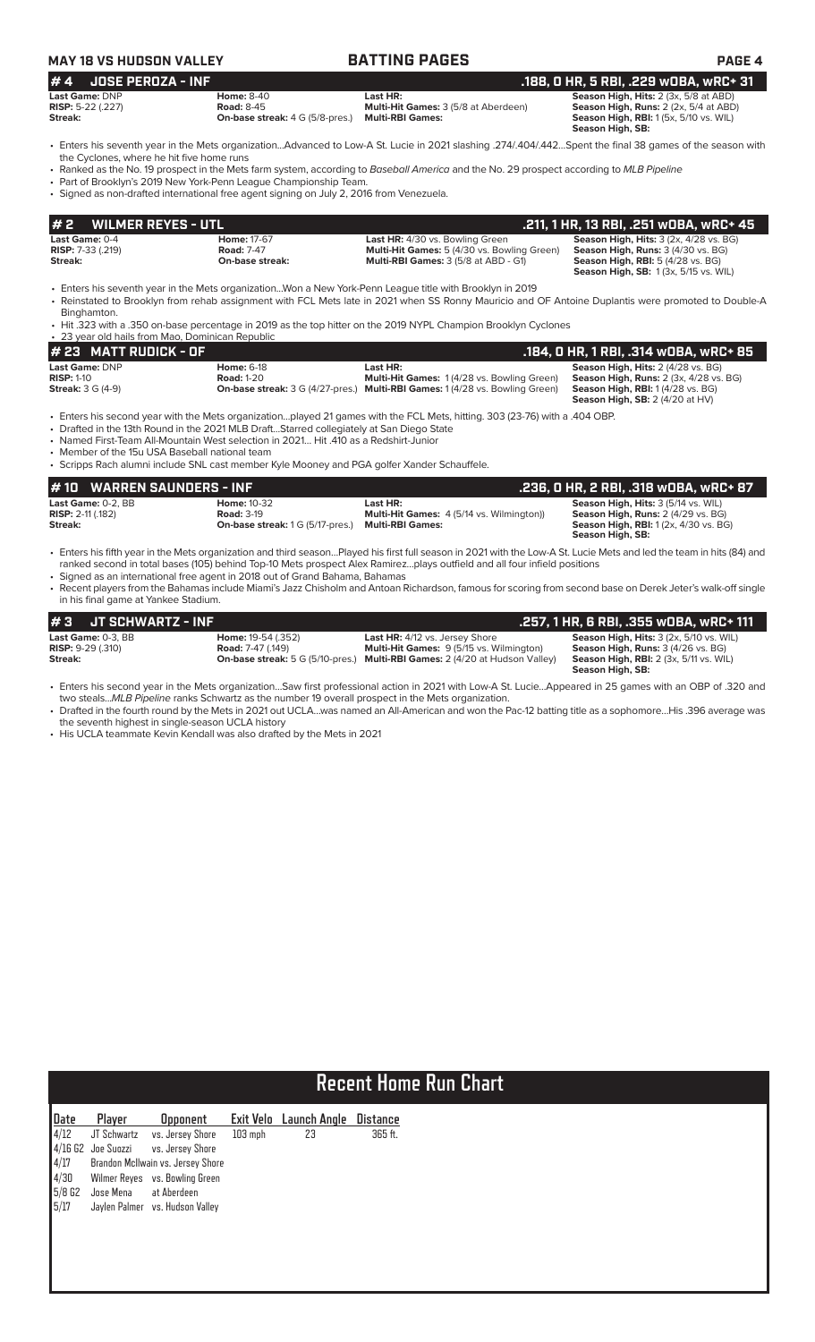**MAY 18 VS HUDSON VALLEY** — **BATTING PAGES**

## # 4 JOSE PEROZA - INF — .188, 0 HR, 5 RBI, .229 wOBA, wRC+ 31

**Last Game:** DNP
**RISP:** 5-22 (.227)
**Streak:**

**Home:** 8-40
**Road:** 8-45
**On-base streak:** 4 G (5/8-pres.)

**Last HR:**
**Multi-Hit Games:** 3 (5/8 at Aberdeen)
**Multi-RBI Games:**

**Season High, Hits:** 2 (3x, 5/8 at ABD)
**Season High, Runs:** 2 (2x, 5/4 at ABD)
**Season High, RBI:** 1 (5x, 5/10 vs. WIL)
**Season High, SB:**

- Enters his seventh year in the Mets organization...Advanced to Low-A St. Lucie in 2021 slashing .274/.404/.442...Spent the final 38 games of the season with the Cyclones, where he hit five home runs
- Ranked as the No. 19 prospect in the Mets farm system, according to *Baseball America* and the No. 29 prospect according to *MLB Pipeline*
- Part of Brooklyn's 2019 New York-Penn League Championship Team.
- Signed as non-drafted international free agent signing on July 2, 2016 from Venezuela.

## # 2 WILMER REYES - UTL — .211, 1 HR, 13 RBI, .251 wOBA, wRC+ 45

**Last Game:** 0-4
**RISP:** 7-33 (.219)
**Streak:**

**Home:** 17-67
**Road:** 7-47
**On-base streak:**

**Last HR:** 4/30 vs. Bowling Green
**Multi-Hit Games:** 5 (4/30 vs. Bowling Green)
**Multi-RBI Games:** 3 (5/8 at ABD - G1)

**Season High, Hits:** 3 (2x, 4/28 vs. BG)
**Season High, Runs:** 3 (4/30 vs. BG)
**Season High, RBI:** 5 (4/28 vs. BG)
**Season High, SB:** 1 (3x, 5/15 vs. WIL)

- Enters his seventh year in the Mets organization...Won a New York-Penn League title with Brooklyn in 2019
- Reinstated to Brooklyn from rehab assignment with FCL Mets late in 2021 when SS Ronny Mauricio and OF Antoine Duplantis were promoted to Double-A Binghamton.
- Hit .323 with a .350 on-base percentage in 2019 as the top hitter on the 2019 NYPL Champion Brooklyn Cyclones
- 23 year old hails from Mao, Dominican Republic

## # 23 MATT RUDICK - OF — .184, 0 HR, 1 RBI, .314 wOBA, wRC+ 85

**Last Game:** DNP
**RISP:** 1-10
**Streak:** 3 G (4-9)

**Home:** 6-18
**Road:** 1-20
**On-base streak:** 3 G (4/27-pres.)

**Last HR:**
**Multi-Hit Games:** 1 (4/28 vs. Bowling Green)
**Multi-RBI Games:** 1 (4/28 vs. Bowling Green)

**Season High, Hits:** 2 (4/28 vs. BG)
**Season High, Runs:** 2 (3x, 4/28 vs. BG)
**Season High, RBI:** 1 (4/28 vs. BG)
**Season High, SB:** 2 (4/20 at HV)

- Enters his second year with the Mets organization...played 21 games with the FCL Mets, hitting. 303 (23-76) with a .404 OBP.
- Drafted in the 13th Round in the 2021 MLB Draft...Starred collegiately at San Diego State
- Named First-Team All-Mountain West selection in 2021... Hit .410 as a Redshirt-Junior
- Member of the 15u USA Baseball national team
- Scripps Rach alumni include SNL cast member Kyle Mooney and PGA golfer Xander Schauffele.

## # 10 WARREN SAUNDERS - INF — .236, 0 HR, 2 RBI, .318 wOBA, wRC+ 87

**Last Game:** 0-2, BB
**RISP:** 2-11 (.182)
**Streak:**

**Home:** 10-32
**Road:** 3-19
**On-base streak:** 1 G (5/17-pres.)

**Last HR:**
**Multi-Hit Games:** 4 (5/14 vs. Wilmington))
**Multi-RBI Games:**

**Season High, Hits:** 3 (5/14 vs. WIL)
**Season High, Runs:** 2 (4/29 vs. BG)
**Season High, RBI:** 1 (2x, 4/30 vs. BG)
**Season High, SB:**

- Enters his fifth year in the Mets organization and third season...Played his first full season in 2021 with the Low-A St. Lucie Mets and led the team in hits (84) and ranked second in total bases (105) behind Top-10 Mets prospect Alex Ramirez...plays outfield and all four infield positions
- Signed as an international free agent in 2018 out of Grand Bahama, Bahamas
- Recent players from the Bahamas include Miami's Jazz Chisholm and Antoan Richardson, famous for scoring from second base on Derek Jeter's walk-off single in his final game at Yankee Stadium.

## # 3 JT SCHWARTZ - INF — .257, 1 HR, 6 RBI, .355 wOBA, wRC+ 111

**Last Game:** 0-3, BB
**RISP:** 9-29 (.310)
**Streak:**

**Home:** 19-54 (.352)
**Road:** 7-47 (.149)
**On-base streak:** 5 G (5/10-pres.)

**Last HR:** 4/12 vs. Jersey Shore
**Multi-Hit Games:** 9 (5/15 vs. Wilmington)
**Multi-RBI Games:** 2 (4/20 at Hudson Valley)

**Season High, Hits:** 3 (2x, 5/10 vs. WIL)
**Season High, Runs:** 3 (4/26 vs. BG)
**Season High, RBI:** 2 (3x, 5/11 vs. WIL)
**Season High, SB:**

- Enters his second year in the Mets organization...Saw first professional action in 2021 with Low-A St. Lucie...Appeared in 25 games with an OBP of .320 and two steals...*MLB Pipeline* ranks Schwartz as the number 19 overall prospect in the Mets organization.
- Drafted in the fourth round by the Mets in 2021 out UCLA...was named an All-American and won the Pac-12 batting title as a sophomore...His .396 average was the seventh highest in single-season UCLA history
- His UCLA teammate Kevin Kendall was also drafted by the Mets in 2021

# Recent Home Run Chart

| Date | Player | Opponent | Exit Velo | Launch Angle | Distance |
|---|---|---|---|---|---|
| 4/12 | JT Schwartz | vs. Jersey Shore | 103 mph | 23 | 365 ft. |
| 4/16 G2 | Joe Suozzi | vs. Jersey Shore | | | |
| 4/17 | Brandon McIlwain | vs. Jersey Shore | | | |
| 4/30 | Wilmer Reyes | vs. Bowling Green | | | |
| 5/8 G2 | Jose Mena | at Aberdeen | | | |
| 5/17 | Jaylen Palmer | vs. Hudson Valley | | | |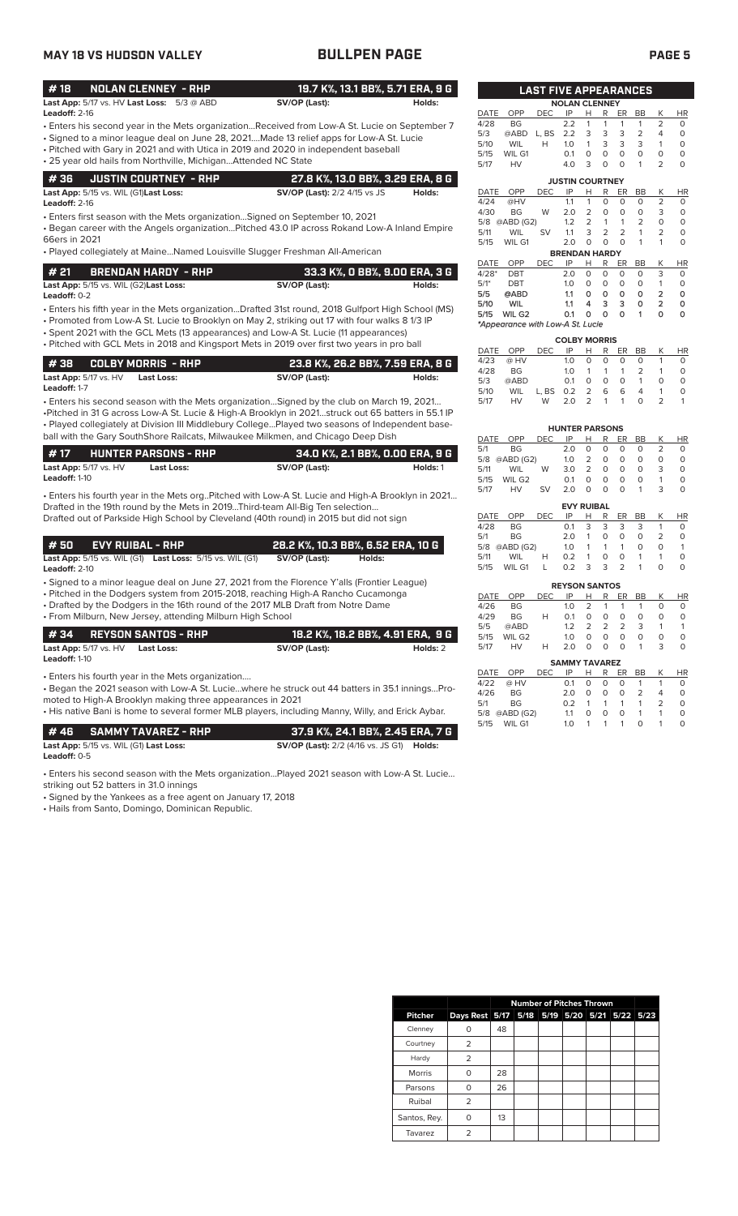# MAY 18 VS HUDSON VALLEY — BULLPEN PAGE

## # 18 NOLAN CLENNEY - RHP — 19.7 K%, 13.1 BB%, 5.71 ERA, 9 G

**Last App:** 5/17 vs. HV **Last Loss:** 5/3 @ ABD **SV/OP (Last):** **Holds:**
**Leadoff:** 2-16

- Enters his second year in the Mets organization...Received from Low-A St. Lucie on September 7
- Signed to a minor league deal on June 28, 2021....Made 13 relief apps for Low-A St. Lucie
- Pitched with Gary in 2021 and with Utica in 2019 and 2020 in independent baseball
- 25 year old hails from Northville, Michigan...Attended NC State

## # 36 JUSTIN COURTNEY - RHP — 27.8 K%, 13.0 BB%, 3.29 ERA, 8 G

**Last App:** 5/15 vs. WIL (G1) **Last Loss:** **SV/OP (Last):** 2/2 4/15 vs JS **Holds:**
**Leadoff:** 2-16

- Enters first season with the Mets organization...Signed on September 10, 2021
- Began career with the Angels organization...Pitched 43.0 IP across Rokand Low-A Inland Empire 66ers in 2021
- Played collegiately at Maine...Named Louisville Slugger Freshman All-American

## # 21 BRENDAN HARDY - RHP — 33.3 K%, 0 BB%, 9.00 ERA, 3 G

**Last App:** 5/15 vs. WIL (G2) **Last Loss:** **SV/OP (Last):** **Holds:**
**Leadoff:** 0-2

- Enters his fifth year in the Mets organization...Drafted 31st round, 2018 Gulfport High School (MS)
- Promoted from Low-A St. Lucie to Brooklyn on May 2, striking out 17 with four walks 8 1/3 IP
- Spent 2021 with the GCL Mets (13 appearances) and Low-A St. Lucie (11 appearances)
- Pitched with GCL Mets in 2018 and Kingsport Mets in 2019 over first two years in pro ball

## # 38 COLBY MORRIS - RHP — 23.8 K%, 26.2 BB%, 7.59 ERA, 8 G

**Last App:** 5/17 vs. HV **Last Loss:** **SV/OP (Last):** **Holds:**
**Leadoff:** 1-7

- Enters his second season with the Mets organization...Signed by the club on March 19, 2021...
- Pitched in 31 G across Low-A St. Lucie & High-A Brooklyn in 2021...struck out 65 batters in 55.1 IP
- Played collegiately at Division III Middlebury College...Played two seasons of Independent baseball with the Gary SouthShore Railcats, Milwaukee Milkmen, and Chicago Deep Dish

## # 17 HUNTER PARSONS - RHP — 34.0 K%, 2.1 BB%, 0.00 ERA, 9 G

**Last App:** 5/17 vs. HV **Last Loss:** **SV/OP (Last):** **Holds:** 1
**Leadoff:** 1-10

- Enters his fourth year in the Mets org..Pitched with Low-A St. Lucie and High-A Brooklyn in 2021... Drafted in the 19th round by the Mets in 2019...Third-team All-Big Ten selection... Drafted out of Parkside High School by Cleveland (40th round) in 2015 but did not sign

## # 50 EVY RUIBAL - RHP — 28.2 K%, 10.3 BB%, 6.52 ERA, 10 G

**Last App:** 5/15 vs. WIL (G1) **Last Loss:** 5/15 vs. WIL (G1) **SV/OP (Last):** **Holds:**
**Leadoff:** 2-10

- Signed to a minor league deal on June 27, 2021 from the Florence Y'alls (Frontier League)
- Pitched in the Dodgers system from 2015-2018, reaching High-A Rancho Cucamonga
- Drafted by the Dodgers in the 16th round of the 2017 MLB Draft from Notre Dame
- From Milburn, New Jersey, attending Milburn High School

## # 34 REYSON SANTOS - RHP — 18.2 K%, 18.2 BB%, 4.91 ERA, 9 G

**Last App:** 5/17 vs. HV **Last Loss:** **SV/OP (Last):** **Holds:** 2
**Leadoff:** 1-10

- Enters his fourth year in the Mets organization....
- Began the 2021 season with Low-A St. Lucie...where he struck out 44 batters in 35.1 innings...Promoted to High-A Brooklyn making three appearances in 2021
- His native Bani is home to several former MLB players, including Manny, Willy, and Erick Aybar.

## # 46 SAMMY TAVAREZ - RHP — 37.9 K%, 24.1 BB%, 2.45 ERA, 7 G

**Last App:** 5/15 vs. WIL (G1) **Last Loss:** **SV/OP (Last):** 2/2 (4/16 vs. JS G1) **Holds:**
**Leadoff:** 0-5

- Enters his second season with the Mets organization...Played 2021 season with Low-A St. Lucie... striking out 52 batters in 31.0 innings
- Signed by the Yankees as a free agent on January 17, 2018
- Hails from Santo, Domingo, Dominican Republic.

## LAST FIVE APPEARANCES

**NOLAN CLENNEY**

| DATE | OPP | DEC | IP | H | R | ER | BB | K | HR |
|---|---|---|---|---|---|---|---|---|---|
| 4/28 | BG | | 2.2 | 1 | 1 | 1 | 1 | 2 | 0 |
| 5/3 | @ABD | L, BS | 2.2 | 3 | 3 | 3 | 2 | 4 | 0 |
| 5/10 | WIL | H | 1.0 | 1 | 3 | 3 | 3 | 1 | 0 |
| 5/15 | WIL G1 | | 0.1 | 0 | 0 | 0 | 0 | 0 | 0 |
| 5/17 | HV | | 4.0 | 3 | 0 | 0 | 1 | 2 | 0 |

**JUSTIN COURTNEY**

| DATE | OPP | DEC | IP | H | R | ER | BB | K | HR |
|---|---|---|---|---|---|---|---|---|---|
| 4/24 | @HV | | 1.1 | 1 | 0 | 0 | 0 | 2 | 0 |
| 4/30 | BG | W | 2.0 | 2 | 0 | 0 | 0 | 3 | 0 |
| 5/8 | @ABD (G2) | | 1.2 | 2 | 1 | 1 | 2 | 0 | 0 |
| 5/11 | WIL | SV | 1.1 | 3 | 2 | 2 | 1 | 2 | 0 |
| 5/15 | WIL G1 | | 2.0 | 0 | 0 | 0 | 1 | 1 | 0 |

**BRENDAN HARDY**

| DATE | OPP | DEC | IP | H | R | ER | BB | K | HR |
|---|---|---|---|---|---|---|---|---|---|
| 4/28* | DBT | | 2.0 | 0 | 0 | 0 | 0 | 3 | 0 |
| 5/1* | DBT | | 1.0 | 0 | 0 | 0 | 0 | 1 | 0 |
| 5/5 | @ABD | | 1.1 | 0 | 0 | 0 | 0 | 2 | 0 |
| 5/10 | WIL | | 1.1 | 4 | 3 | 3 | 0 | 2 | 0 |
| 5/15 | WIL G2 | | 0.1 | 0 | 0 | 0 | 1 | 0 | 0 |

*Appearance with Low-A St. Lucie*

**COLBY MORRIS**

| DATE | OPP | DEC | IP | H | R | ER | BB | K | HR |
|---|---|---|---|---|---|---|---|---|---|
| 4/23 | @ HV | | 1.0 | 0 | 0 | 0 | 0 | 1 | 0 |
| 4/28 | BG | | 1.0 | 1 | 1 | 1 | 2 | 1 | 0 |
| 5/3 | @ABD | | 0.1 | 0 | 0 | 0 | 1 | 0 | 0 |
| 5/10 | WIL | L, BS | 0.2 | 2 | 6 | 6 | 4 | 1 | 0 |
| 5/17 | HV | W | 2.0 | 2 | 1 | 1 | 0 | 2 | 1 |

**HUNTER PARSONS**

| DATE | OPP | DEC | IP | H | R | ER | BB | K | HR |
|---|---|---|---|---|---|---|---|---|---|
| 5/1 | BG | | 2.0 | 0 | 0 | 0 | 0 | 2 | 0 |
| 5/8 | @ABD (G2) | | 1.0 | 2 | 0 | 0 | 0 | 0 | 0 |
| 5/11 | WIL | W | 3.0 | 2 | 0 | 0 | 0 | 3 | 0 |
| 5/15 | WIL G2 | | 0.1 | 0 | 0 | 0 | 0 | 1 | 0 |
| 5/17 | HV | SV | 2.0 | 0 | 0 | 0 | 1 | 3 | 0 |

**EVY RUIBAL**

| DATE | OPP | DEC | IP | H | R | ER | BB | K | HR |
|---|---|---|---|---|---|---|---|---|---|
| 4/28 | BG | | 0.1 | 3 | 3 | 3 | 3 | 1 | 0 |
| 5/1 | BG | | 2.0 | 1 | 0 | 0 | 0 | 2 | 0 |
| 5/8 | @ABD (G2) | | 1.0 | 1 | 1 | 1 | 0 | 0 | 1 |
| 5/11 | WIL | H | 0.2 | 1 | 0 | 0 | 1 | 1 | 0 |
| 5/15 | WIL G1 | L | 0.2 | 3 | 3 | 2 | 1 | 0 | 0 |

**REYSON SANTOS**

| DATE | OPP | DEC | IP | H | R | ER | BB | K | HR |
|---|---|---|---|---|---|---|---|---|---|
| 4/26 | BG | | 1.0 | 2 | 1 | 1 | 1 | 0 | 0 |
| 4/29 | BG | H | 0.1 | 0 | 0 | 0 | 0 | 0 | 0 |
| 5/5 | @ABD | | 1.2 | 2 | 2 | 2 | 3 | 1 | 1 |
| 5/15 | WIL G2 | | 1.0 | 0 | 0 | 0 | 0 | 0 | 0 |
| 5/17 | HV | H | 2.0 | 0 | 0 | 0 | 1 | 3 | 0 |

**SAMMY TAVAREZ**

| DATE | OPP | DEC | IP | H | R | ER | BB | K | HR |
|---|---|---|---|---|---|---|---|---|---|
| 4/22 | @ HV | | 0.1 | 0 | 0 | 0 | 1 | 1 | 0 |
| 4/26 | BG | | 2.0 | 0 | 0 | 0 | 2 | 4 | 0 |
| 5/1 | BG | | 0.2 | 1 | 1 | 1 | 1 | 2 | 0 |
| 5/8 | @ABD (G2) | | 1.1 | 0 | 0 | 0 | 1 | 1 | 0 |
| 5/15 | WIL G1 | | 1.0 | 1 | 1 | 1 | 0 | 1 | 0 |

## Number of Pitches Thrown

| Pitcher | Days Rest | 5/17 | 5/18 | 5/19 | 5/20 | 5/21 | 5/22 | 5/23 |
|---|---|---|---|---|---|---|---|---|
| Clenney | 0 | 48 | | | | | | |
| Courtney | 2 | | | | | | | |
| Hardy | 2 | | | | | | | |
| Morris | 0 | 28 | | | | | | |
| Parsons | 0 | 26 | | | | | | |
| Ruibal | 2 | | | | | | | |
| Santos, Rey. | 0 | 13 | | | | | | |
| Tavarez | 2 | | | | | | | |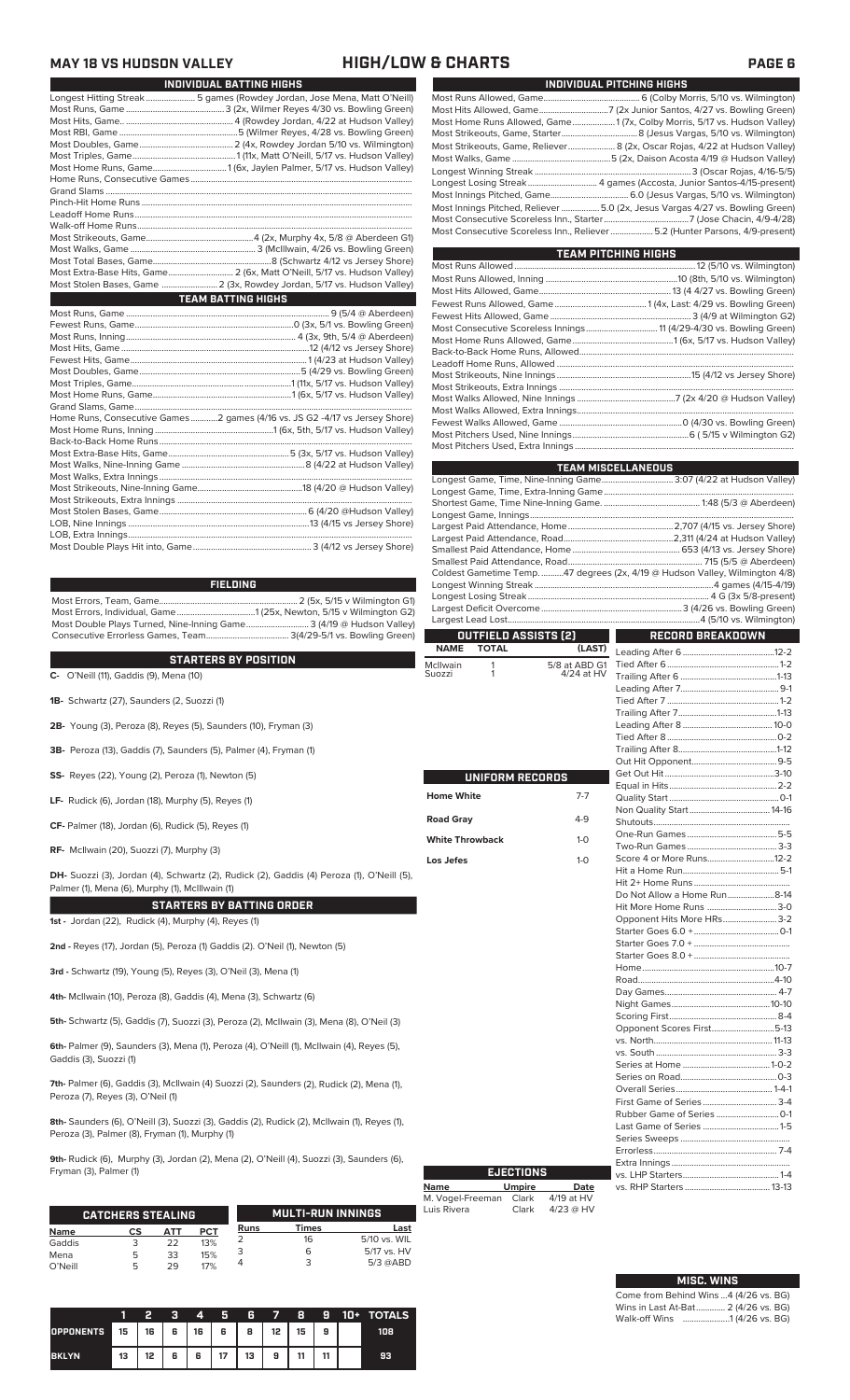# MAY 18 VS HUDSON VALLEY — HIGH/LOW & CHARTS

## INDIVIDUAL BATTING HIGHS

| | |
|---|---|
| Longest Hitting Streak | 5 games (Rowdey Jordan, Jose Mena, Matt O'Neill) |
| Most Runs, Game | 3 (2x, Wilmer Reyes 4/30 vs. Bowling Green) |
| Most Hits, Game | 4 (Rowdey Jordan, 4/22 at Hudson Valley) |
| Most RBI, Game | 5 (Wilmer Reyes, 4/28 vs. Bowling Green) |
| Most Doubles, Game | 2 (4x, Rowdey Jordan 5/10 vs. Wilmington) |
| Most Triples, Game | 1 (11x, Matt O'Neill, 5/17 vs. Hudson Valley) |
| Most Home Runs, Game | 1 (6x, Jaylen Palmer, 5/17 vs. Hudson Valley) |
| Home Runs, Consecutive Games | |
| Grand Slams | |
| Pinch-Hit Home Runs | |
| Leadoff Home Runs | |
| Walk-off Home Runs | |
| Most Strikeouts, Game | 4 (2x, Murphy 4x, 5/8 @ Aberdeen G1) |
| Most Walks, Game | 3 (McIlwain, 4/26 vs. Bowling Green) |
| Most Total Bases, Game | 8 (Schwartz 4/12 vs Jersey Shore) |
| Most Extra-Base Hits, Game | 2 (6x, Matt O'Neill, 5/17 vs. Hudson Valley) |
| Most Stolen Bases, Game | 2 (3x, Rowdey Jordan, 5/17 vs. Hudson Valley) |

## TEAM BATTING HIGHS

| | |
|---|---|
| Most Runs, Game | 9 (5/4 @ Aberdeen) |
| Fewest Runs, Game | 0 (3x, 5/1 vs. Bowling Green) |
| Most Runs, Inning | 4 (3x, 9th, 5/4 @ Aberdeen) |
| Most Hits, Game | 12 (4/12 vs Jersey Shore) |
| Fewest Hits, Game | 1 (4/23 at Hudson Valley) |
| Most Doubles, Game | 5 (4/29 vs. Bowling Green) |
| Most Triples, Game | 1 (11x, 5/17 vs. Hudson Valley) |
| Most Home Runs, Game | 1 (6x, 5/17 vs. Hudson Valley) |
| Grand Slams, Game | |
| Home Runs, Consecutive Games | 2 games (4/16 vs. JS G2 -4/17 vs Jersey Shore) |
| Most Home Runs, Inning | 1 (6x, 5th, 5/17 vs. Hudson Valley) |
| Back-to-Back Home Runs | |
| Most Extra-Base Hits, Game | 5 (3x, 5/17 vs. Hudson Valley) |
| Most Walks, Nine-Inning Game | 8 (4/22 at Hudson Valley) |
| Most Walks, Extra Innings | |
| Most Strikeouts, Nine-Inning Game | 18 (4/20 @ Hudson Valley) |
| Most Strikeouts, Extra Innings | |
| Most Stolen Bases, Game | 6 (4/20 @Hudson Valley) |
| LOB, Nine Innings | 13 (4/15 vs Jersey Shore) |
| LOB, Extra Innings | |
| Most Double Plays Hit into, Game | 3 (4/12 vs Jersey Shore) |

## FIELDING

| | |
|---|---|
| Most Errors, Team, Game | 2 (5x, 5/15 v Wilmington G1) |
| Most Errors, Individual, Game | 1 (25x, Newton, 5/15 v Wilmington G2) |
| Most Double Plays Turned, Nine-Inning Game | 3 (4/19 @ Hudson Valley) |
| Consecutive Errorless Games, Team | 3(4/29-5/1 vs. Bowling Green) |

## STARTERS BY POSITION

**C-** O'Neill (11), Gaddis (9), Mena (10)

**1B-** Schwartz (27), Saunders (2, Suozzi (1)

**2B-** Young (3), Peroza (8), Reyes (5), Saunders (10), Fryman (3)

**3B-** Peroza (13), Gaddis (7), Saunders (5), Palmer (4), Fryman (1)

**SS-** Reyes (22), Young (2), Peroza (1), Newton (5)

**LF-** Rudick (6), Jordan (18), Murphy (5), Reyes (1)

**CF-** Palmer (18), Jordan (6), Rudick (5), Reyes (1)

**RF-** McIlwain (20), Suozzi (7), Murphy (3)

**DH-** Suozzi (3), Jordan (4), Schwartz (2), Rudick (2), Gaddis (4) Peroza (1), O'Neill (5), Palmer (1), Mena (6), Murphy (1), McIllwain (1)

## STARTERS BY BATTING ORDER

**1st -** Jordan (22), Rudick (4), Murphy (4), Reyes (1)

**2nd -** Reyes (17), Jordan (5), Peroza (1) Gaddis (2). O'Neil (1), Newton (5)

**3rd -** Schwartz (19), Young (5), Reyes (3), O'Neil (3), Mena (1)

**4th-** McIlwain (10), Peroza (8), Gaddis (4), Mena (3), Schwartz (6)

**5th-** Schwartz (5), Gaddis (7), Suozzi (3), Peroza (2), McIlwain (3), Mena (8), O'Neil (3)

**6th-** Palmer (9), Saunders (3), Mena (1), Peroza (4), O'Neill (4), McIlwain (4), Reyes (5), Gaddis (3), Suozzi (1)

**7th-** Palmer (6), Gaddis (3), McIlwain (4) Suozzi (2), Saunders (2), Rudick (2), Mena (1), Peroza (7), Reyes (3), O'Neil (1)

**8th-** Saunders (6), O'Neill (3), Suozzi (3), Gaddis (2), Rudick (2), McIlwain (3), Reyes (1), Peroza (3), Palmer (8), Fryman (1), Murphy (1)

**9th-** Rudick (6), Murphy (3), Jordan (2), Mena (2), O'Neill (4), Suozzi (3), Saunders (6), Fryman (3), Palmer (1)

## CATCHERS STEALING

| Name | CS | ATT | PCT |
|---|---|---|---|
| Gaddis | 3 | 22 | 13% |
| Mena | 5 | 33 | 15% |
| O'Neill | 5 | 29 | 17% |

## MULTI-RUN INNINGS

| Runs | Times | Last |
|---|---|---|
| 2 | 16 | 5/10 vs. WIL |
| 3 | 6 | 5/17 vs. HV |
| 4 | 3 | 5/3 @ABD |

| | 1 | 2 | 3 | 4 | 5 | 6 | 7 | 8 | 9 | 10+ | TOTALS |
|---|---|---|---|---|---|---|---|---|---|---|---|
| OPPONENTS | 15 | 16 | 6 | 16 | 6 | 8 | 12 | 15 | 9 | | 108 |
| BKLYN | 13 | 12 | 6 | 6 | 17 | 13 | 9 | 11 | 11 | | 93 |

## INDIVIDUAL PITCHING HIGHS

| | |
|---|---|
| Most Runs Allowed, Game | 6 (Colby Morris, 5/10 vs. Wilmington) |
| Most Hits Allowed, Game | 7 (2x Junior Santos, 4/27 vs. Bowling Green) |
| Most Home Runs Allowed, Game | 1 (7x, Colby Morris, 5/17 vs. Hudson Valley) |
| Most Strikeouts, Game, Starter | 8 (Jesus Vargas, 5/10 vs. Wilmington) |
| Most Strikeouts, Game, Reliever | 8 (2x, Oscar Rojas, 4/22 at Hudson Valley) |
| Most Walks, Game | 5 (2x, Daison Acosta 4/19 @ Hudson Valley) |
| Longest Winning Streak | 3 (Oscar Rojas, 4/16-5/5) |
| Longest Losing Streak | 4 games (Accosta, Junior Santos-4/15-present) |
| Most Innings Pitched, Game | 6.0 (Jesus Vargas, 5/10 vs. Wilmington) |
| Most Innings Pitched, Reliever | 5.0 (2x, Jesus Vargas 4/27 vs. Bowling Green) |
| Most Consecutive Scoreless Inn., Starter | 7 (Jose Chacin, 4/9-4/28) |
| Most Consecutive Scoreless Inn., Reliever | 5.2 (Hunter Parsons, 4/9-present) |

## TEAM PITCHING HIGHS

| | |
|---|---|
| Most Runs Allowed | 12 (5/10 vs. Wilmington) |
| Most Runs Allowed, Inning | 10 (8th, 5/10 vs. Wilmington) |
| Most Hits Allowed, Game | 13 (4 4/27 vs. Bowling Green) |
| Fewest Runs Allowed, Game | 1 (4x, Last: 4/29 vs. Bowling Green) |
| Fewest Hits Allowed, Game | 3 (4/9 at Wilmington G2) |
| Most Consecutive Scoreless Innings | 11 (4/29-4/30 vs. Bowling Green) |
| Most Home Runs Allowed, Game | 1 (6x, 5/17 vs. Hudson Valley) |
| Back-to-Back Home Runs, Allowed | |
| Leadoff Home Runs, Allowed | |
| Most Strikeouts, Nine Innings | 15 (4/12 vs Jersey Shore) |
| Most Strikeouts, Extra Innings | |
| Most Walks Allowed, Nine Innings | 7 (2x 4/20 @ Hudson Valley) |
| Most Walks Allowed, Extra Innings | |
| Fewest Walks Allowed, Game | 0 (4/30 vs. Bowling Green) |
| Most Pitchers Used, Nine Innings | 6 ( 5/15 v Wilmington G2) |
| Most Pitchers Used, Extra Innings | |

## TEAM MISCELLANEOUS

| | |
|---|---|
| Longest Game, Time, Nine-Inning Game | 3:07 (4/22 at Hudson Valley) |
| Longest Game, Time, Extra-Inning Game | |
| Shortest Game, Time Nine-Inning Game | 1:48 (5/3 @ Aberdeen) |
| Longest Game, Innings | |
| Largest Paid Attendance, Home | 2,707 (4/15 vs. Jersey Shore) |
| Largest Paid Attendance, Road | 2,311 (4/24 at Hudson Valley) |
| Smallest Paid Attendance, Home | 653 (4/13 vs. Jersey Shore) |
| Smallest Paid Attendance, Road | 715 (5/5 @ Aberdeen) |
| Coldest Gametime Temp. | 47 degrees (2x, 4/19 @ Hudson Valley, Wilmington 4/8) |
| Longest Winning Streak | 4 games (4/15-4/19) |
| Longest Losing Streak | 4 G (3x 5/8-present) |
| Largest Deficit Overcome | 3 (4/26 vs. Bowling Green) |
| Largest Lead Lost | 4 (5/10 vs. Wilmington) |

## OUTFIELD ASSISTS (2)

| NAME | TOTAL | (LAST) |
|---|---|---|
| McIlwain | 1 | 5/8 at ABD G1 |
| Suozzi | 1 | 4/24 at HV |

## UNIFORM RECORDS

| | |
|---|---|
| Home White | 7-7 |
| Road Gray | 4-9 |
| White Throwback | 1-0 |
| Los Jefes | 1-0 |

## EJECTIONS

| Name | Umpire | Date |
|---|---|---|
| M. Vogel-Freeman | Clark | 4/19 at HV |
| Luis Rivera | Clark | 4/23 @ HV |

## RECORD BREAKDOWN

| | |
|---|---|
| Leading After 6 | 12-2 |
| Tied After 6 | 1-2 |
| Trailing After 6 | 1-13 |
| Leading After 7 | 9-1 |
| Tied After 7 | 1-2 |
| Trailing After 7 | 1-13 |
| Leading After 8 | 10-0 |
| Tied After 8 | 0-2 |
| Trailing After 8 | 1-12 |
| Out Hit Opponent | 9-5 |
| Get Out Hit | 3-10 |
| Equal in Hits | 2-2 |
| Quality Start | 0-1 |
| Non Quality Start | 14-16 |
| Shutouts | |
| One-Run Games | 5-5 |
| Two-Run Games | 3-3 |
| Score 4 or More Runs | 12-2 |
| Hit a Home Run | 5-1 |
| Hit 2+ Home Runs | |
| Do Not Allow a Home Run | 8-14 |
| Hit More Home Runs | 3-0 |
| Opponent Hits More HRs | 3-2 |
| Starter Goes 6.0 + | 0-1 |
| Starter Goes 7.0 + | |
| Starter Goes 8.0 + | |
| Home | 10-7 |
| Road | 4-10 |
| Day Games | 4-7 |
| Night Games | 10-10 |
| Scoring First | 8-4 |
| Opponent Scores First | 5-13 |
| vs. North | 11-13 |
| vs. South | 3-3 |
| Series at Home | 1-0-2 |
| Series on Road | 0-3 |
| Overall Series | 1-4-1 |
| First Game of Series | 3-4 |
| Rubber Game of Series | 0-1 |
| Last Game of Series | 1-5 |
| Series Sweeps | |
| Errorless | 7-4 |
| Extra Innings | |
| vs. LHP Starters | 1-4 |
| vs. RHP Starters | 13-13 |

## MISC. WINS

Come from Behind Wins ...4 (4/26 vs. BG)
Wins in Last At-Bat............. 2 (4/26 vs. BG)
Walk-off Wins .....................1 (4/26 vs. BG)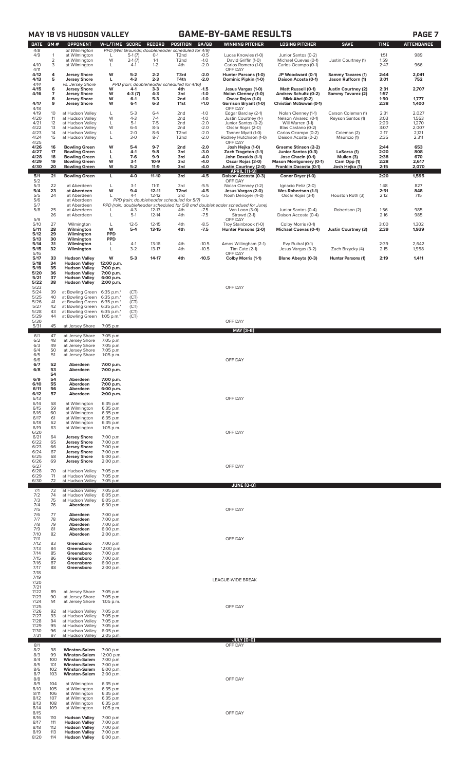## MAY 18 VS HUDSON VALLEY — GAME-BY-GAME RESULTS

| DATE | GM # | OPPONENT | W-L/TIME | SCORE | RECORD | POSITION | GA/GB | WINNING PITCHER | LOSING PITCHER | SAVE | TIME | ATTENDANCE |
|---|---|---|---|---|---|---|---|---|---|---|---|---|
| 4/8 | | at Wilmington | PPD (Wet Grounds; doubleheader scheduled for 4/9) | | | | | | | | | |
| 4/9 | 1 | at Wilmington | L | 5-1 (7) | 0-1 | T2nd | -0.5 | Lucas Knowles (1-0) | Junior Santos (0-2) | | 1:51 | 989 |
| | 2 | at Wilmington | W | 2-1 (7) | 1-1 | T2nd | -1.0 | David Griffin (1-0) | Michael Cuevas (0-1) | Justin Courtney (1) | 1:59 | |
| 4/10 | 3 | at Wilmington | L | 4-1 | 1-2 | 4th | -2.0 | Carlos Romero (1-0) | Carlos Ocampo (0-1) | | 2:47 | 966 |
| 4/11 | | | | | | | | OFF DAY | | | | |
| **4/12** | **4** | **Jersey Shore** | **W** | **5-2** | **2-2** | **T3rd** | **-2.0** | **Hunter Parsons (1-0)** | **JP Woodward (0-1)** | **Sammy Tavares (1)** | **2:44** | **2,041** |
| **4/13** | **5** | **Jersey Shore** | **L** | **4-3** | **2-3** | **T4th** | **-2.0** | **Dominic Pipkin (1-0)** | **Daison Acosta (0-1)** | **Jason Ruffcorn (1)** | **3:01** | **752** |
| 4/14 | | vs. Jersey Shore | PPD (rain; doubleheader scheduled for 4/16) | | | | | | | | | |
| **4/15** | **6** | **Jersey Shore** | **W** | **4-1** | **3-3** | **4th** | **-1.5** | **Jesus Vargas (1-0)** | **Matt Russell (0-1)** | **Justin Courtney (2)** | **2:31** | **2,707** |
| **4/16** | **7** | **Jersey Shore** | **W** | **4-3 (7)** | **4-3** | **3rd** | **-1.0** | **Nolan Clenney (1-0)** | **Andrew Schultz (0-2)** | **Sammy Tavarez (2)** | **1:57** | |
| | **8** | **Jersey Shore** | **W** | **6-1** | **5-3** | **2nd** | **-1.0** | **Oscar Rojas (1-0)** | **Mick Abel (0-2)** | | **1:50** | **1,777** |
| **4/17** | **9** | **Jersey Shore** | **W** | **6-1** | **6-3** | **T1st** | **+1.0** | **Garrison Bryant (1-0)** | **Christian McGowan (0-1)** | | **2:38** | **1,400** |
| 4/18 | | | | | | | | OFF DAY | | | | |
| 4/19 | 10 | at Hudson Valley | L | 5-3 | 6-4 | 2nd | -1.0 | Edgar Barclay (2-1) | Nolan Clenney (1-1) | Carson Coleman (1) | 2:31 | 2,027 |
| 4/20 | 11 | at Hudson Valley | W | 4-3 | 7-4 | 2nd | -1.0 | Justin Courtney (1-) | Nelson Alvarez (0-1) | Reyson Santos (1) | 3:03 | 1,553 |
| 4/21 | 12 | at Hudson Valley | L | 5-1 | 7-5 | 2nd | -2.0 | Junior Santos (0-2) | Will Warren (1-1) | | 2:20 | 1,270 |
| 4/22 | 13 | at Hudson Valley | W | 6-4 | 8-5 | 2nd | -2.0 | Oscar Rojas (2-0) | Blas Castano (0-2) | | 3:07 | 2,007 |
| 4/23 | 14 | at Hudson Valley | L | 2-0 | 8-6 | T2nd | -2.0 | Tanner Myatt (1-0) | Carlos Ocampo (0-2) | Coleman (2) | 2:17 | 2,121 |
| 4/24 | 15 | at Hudson Valley | L | 3-0 | 8-7 | T2nd | -2.0 | Rodney Hutchison (1-0) | Daison Acosta (0-2) | Mauricio (1) | 2:35 | 2,311 |
| 4/25 | | | | | | | | OFF DAY | | | | |
| **4/26** | **16** | **Bowling Green** | **W** | **5-4** | **9-7** | **2nd** | **-2.0** | **Josh Hejka (1-0)** | **Graeme Stinson (2-2)** | | **2:44** | **653** |
| **4/27** | **17** | **Bowling Green** | **L** | **4-1** | **9-8** | **3rd** | **-3.0** | **Zach Trageton (1-1)** | **Junior Santos (0-3)** | **LaSorsa (1)** | **2:20** | **808** |
| **4/28** | **18** | **Bowling Green** | **L** | **7-6** | **9-9** | **3rd** | **-4.0** | **John Doxakis (1-1)** | **Jose Chacin (0-1)** | **Mullen (3)** | **2:38** | **670** |
| **4/29** | **19** | **Bowling Green** | **W** | **3-1** | **10-9** | **3rd** | **-4.0** | **Oscar Rojas (3-0)** | **Mason Montgomery (0-1)** | **Cam Opp (1)** | **2:28** | **2,617** |
| **4/30** | **20** | **Bowling Green** | **W** | **5-2** | **11-9** | **3rd** | **-4.0** | **Justin Courtney (2-0)** | **Franklin Dacosta (0-1)** | **Josh Hejka (1)** | **2:15** | **2,070** |
| | | | | | | | | **APRIL (11-9)** | | | | |
| **5/1** | **21** | **Bowling Green** | **L** | **4-0** | **11-10** | **3rd** | **-4.5** | **Daison Accosta (0-3)** | **Conor Dryer (1-0)** | | **2:20** | **1,595** |
| 5/2 | | | | | | | | OFF DAY | | | | |
| 5/3 | 22 | at Aberdeen | L | 3-1 | 11-11 | 3rd | -5.5 | Nolan Clenney (1-2) | Ignacio Feliz (2-0) | | 1:48 | 827 |
| **5/4** | **23** | **at Aberdeen** | **W** | **9-4** | **12-11** | **T2nd** | **-4.5** | **Jesus Vargas (2-0)** | **Wes Robertson (1-1)** | | **2:51** | **848** |
| 5/5 | 24 | at Aberdeen | L | 4-1 | 12-12 | 3rd | -5.5 | Noah Denoyer (4-0) | Oscar Rojas (3-1) | Houston Roth (3) | 2:12 | 715 |
| 5/6 | | at Aberdeen | PPD (rain; doubleheader scheduled for 5/7) | | | | | | | | | |
| 5/7 | | at Aberdeen | PPD (rain; doubleheader scheduled for 5/8 and doubleheader scheduled for June) | | | | | | | | | |
| 5/8 | 25 | at Aberdeen | L | 4-3 | 12-13 | 4th | -7.5 | Van Loon (3-0) | Junior Santos (0-4) | Robertson (2) | 1:56 | 985 |
| | 26 | at Aberdeen | L | 5-1 | 12-14 | 4th | -7.5 | Strowd (2-1) | Daison Accosta (0-4) | | 2:16 | 985 |
| 5/9 | | | | | | | | OFF DAY | | | | |
| 5/10 | 27 | Wilmington | L | 12-5 | 12-15 | 4th | -8.5 | Troy Stainbrook (1-0) | Colby Morris (0-1) | | 3:00 | 1,302 |
| **5/11** | **28** | **Wilmington** | **W** | **5-4** | **13-15** | **4th** | **-7.5** | **Hunter Parsons (2-0)** | **Michael Cuevas (0-4)** | **Justin Courtney (3)** | **2:39** | **1,939** |
| **5/12** | **29** | **Wilmington** | **PPD** | | | | | | | | | |
| **5/13** | **30** | **Wilmington** | **PPD** | | | | | | | | | |
| 5/14 | 31 | Wilmington | L | 4-1 | 13-16 | 4th | -10.5 | Amos Willingham (2-1) | Evy Ruibal (0-1) | | 2:39 | 2,642 |
| 5/15 | 32 | Wilmington | L | 3-2 | 13-17 | 4th | -10.5 | Tim Cate (2-1) | Jesus Vargas (3-2) | Zach Brzycky (4) | 2:15 | 1,958 |
| 5/16 | | | | | | | | OFF DAY | | | | |
| **5/17** | **33** | **Hudson Valley** | **W** | **5-3** | **14-17** | **4th** | **-10.5** | **Colby Morris (1-1)** | **Blane Abeyta (0-3)** | **Hunter Parsons (1)** | **2:19** | **1,411** |
| **5/18** | **34** | **Hudson Valley** | **12:00 p.m.** | | | | | | | | | |
| **5/19** | **35** | **Hudson Valley** | **7:00 p.m.** | | | | | | | | | |
| **5/20** | **36** | **Hudson Valley** | **7:00 p.m.** | | | | | | | | | |
| **5/21** | **37** | **Hudson Valley** | **6:00 p.m.** | | | | | | | | | |
| **5/22** | **38** | **Hudson Valley** | **2:00 p.m.** | | | | | | | | | |
| 5/23 | | | | | | | | OFF DAY | | | | |
| 5/24 | 39 | at Bowling Green | 6:35 p.m.* | (CT) | | | | | | | | |
| 5/25 | 40 | at Bowling Green | 6:35 p.m.* | (CT) | | | | | | | | |
| 5/26 | 41 | at Bowling Green | 6:35 p.m.* | (CT) | | | | | | | | |
| 5/27 | 42 | at Bowling Green | 6:35 p.m.* | (CT) | | | | | | | | |
| 5/28 | 43 | at Bowling Green | 6:35 p.m.* | (CT) | | | | | | | | |
| 5/29 | 44 | at Bowling Green | 1:05 p.m.* | (CT) | | | | | | | | |
| 5/30 | | | | | | | | OFF DAY | | | | |
| 5/31 | 45 | at Jersey Shore | 7:05 p.m. | | | | | | | | | |
| | | | | | | | | **MAY (3-8)** | | | | |
| 6/1 | 47 | at Jersey Shore | 7:05 p.m. | | | | | | | | | |
| 6/2 | 48 | at Jersey Shore | 7:05 p.m. | | | | | | | | | |
| 6/3 | 49 | at Jersey Shore | 7:05 p.m. | | | | | | | | | |
| 6/4 | 50 | at Jersey Shore | 7:05 p.m. | | | | | | | | | |
| 6/5 | 51 | at Jersey Shore | 1:05 p.m. | | | | | | | | | |
| 6/6 | | | | | | | | OFF DAY | | | | |
| **6/7** | **52** | **Aberdeen** | **7:00 p.m.** | | | | | | | | | |
| **6/8** | **53** | **Aberdeen** | **7:00 p.m.** | | | | | | | | | |
| | **54** | | | | | | | | | | | |
| **6/9** | **54** | **Aberdeen** | **7:00 p.m.** | | | | | | | | | |
| **6/10** | **55** | **Aberdeen** | **7:00 p.m.** | | | | | | | | | |
| **6/11** | **56** | **Aberdeen** | **6:00 p.m.** | | | | | | | | | |
| **6/12** | **57** | **Aberdeen** | **2:00 p.m.** | | | | | | | | | |
| 6/13 | | | | | | | | OFF DAY | | | | |
| 6/14 | 58 | at Wilmington | 6:35 p.m. | | | | | | | | | |
| 6/15 | 59 | at Wilmington | 6:35 p.m. | | | | | | | | | |
| 6/16 | 60 | at Wilmington | 6:35 p.m. | | | | | | | | | |
| 6/17 | 61 | at Wilmington | 6:35 p.m. | | | | | | | | | |
| 6/18 | 62 | at Wilmington | 6:35 p.m. | | | | | | | | | |
| 6/19 | 63 | at Wilmington | 1:05 p.m. | | | | | | | | | |
| 6/20 | | | | | | | | OFF DAY | | | | |
| 6/21 | 64 | **Jersey Shore** | 7:00 p.m. | | | | | | | | | |
| 6/22 | 65 | **Jersey Shore** | 7:00 p.m. | | | | | | | | | |
| 6/23 | 66 | **Jersey Shore** | 7:00 p.m. | | | | | | | | | |
| 6/24 | 67 | **Jersey Shore** | 7:00 p.m. | | | | | | | | | |
| 6/25 | 68 | **Jersey Shore** | 6:00 p.m. | | | | | | | | | |
| 6/26 | 69 | **Jersey Shore** | 2:00 p.m. | | | | | | | | | |
| 6/27 | | | | | | | | OFF DAY | | | | |
| 6/28 | 70 | at Hudson Valley | 7:05 p.m. | | | | | | | | | |
| 6/29 | 71 | at Hudson Valley | 7:05 p.m. | | | | | | | | | |
| 6/30 | 72 | at Hudson Valley | 7:05 p.m. | | | | | | | | | |
| | | | | | | | | **JUNE (0-0)** | | | | |
| 7/1 | 73 | at Hudson Valley | 7:05 p.m. | | | | | | | | | |
| 7/2 | 74 | at Hudson Valley | 6:05 p.m. | | | | | | | | | |
| 7/3 | 75 | at Hudson Valley | 6:05 p.m. | | | | | | | | | |
| 7/4 | 76 | **Aberdeen** | 6:30 p.m. | | | | | | | | | |
| 7/5 | | | | | | | | OFF DAY | | | | |
| 7/6 | 77 | **Aberdeen** | 7:00 p.m. | | | | | | | | | |
| 7/7 | 78 | **Aberdeen** | 7:00 p.m. | | | | | | | | | |
| 7/8 | 79 | **Aberdeen** | 7:00 p.m. | | | | | | | | | |
| 7/9 | 81 | **Aberdeen** | 6:00 p.m. | | | | | | | | | |
| 7/10 | 82 | **Aberdeen** | 2:00 p.m. | | | | | | | | | |
| 7/11 | | | | | | | | OFF DAY | | | | |
| 7/12 | 83 | **Greensboro** | 7:00 p.m. | | | | | | | | | |
| 7/13 | 84 | **Greensboro** | 12:00 p.m. | | | | | | | | | |
| 7/14 | 85 | **Greensboro** | 7:00 p.m. | | | | | | | | | |
| 7/15 | 86 | **Greensboro** | 7:00 p.m. | | | | | | | | | |
| 7/16 | 87 | **Greensboro** | 6:00 p.m. | | | | | | | | | |
| 7/17 | 88 | **Greensboro** | 2:00 p.m. | | | | | | | | | |
| 7/18–7/21 | | | | | | | | LEAGUE-WIDE BREAK | | | | |
| 7/22 | 89 | at Jersey Shore | 7:05 p.m. | | | | | | | | | |
| 7/23 | 90 | at Jersey Shore | 7:05 p.m. | | | | | | | | | |
| 7/24 | 91 | at Jersey Shore | 1:05 p.m. | | | | | | | | | |
| 7/25 | | | | | | | | OFF DAY | | | | |
| 7/26 | 92 | at Hudson Valley | 7:05 p.m. | | | | | | | | | |
| 7/27 | 93 | at Hudson Valley | 7:05 p.m. | | | | | | | | | |
| 7/28 | 94 | at Hudson Valley | 7:05 p.m. | | | | | | | | | |
| 7/29 | 95 | at Hudson Valley | 7:05 p.m. | | | | | | | | | |
| 7/30 | 96 | at Hudson Valley | 6:05 p.m. | | | | | | | | | |
| 7/31 | 97 | at Hudson Valley | 2:05 p.m. | | | | | | | | | |
| | | | | | | | | **JULY (0-0)** | | | | |
| 8/1 | | | | | | | | OFF DAY | | | | |
| 8/2 | 98 | **Winston-Salem** | 7:00 p.m. | | | | | | | | | |
| 8/3 | 99 | **Winston-Salem** | 12:00 p.m. | | | | | | | | | |
| 8/4 | 100 | **Winston-Salem** | 7:00 p.m. | | | | | | | | | |
| 8/5 | 101 | **Winston-Salem** | 7:00 p.m. | | | | | | | | | |
| 8/6 | 102 | **Winston-Salem** | 6:00 p.m. | | | | | | | | | |
| 8/7 | 103 | **Winston-Salem** | 2:00 p.m. | | | | | | | | | |
| 8/8 | | | | | | | | OFF DAY | | | | |
| 8/9 | 104 | at Wilmington | 6:35 p.m. | | | | | | | | | |
| 8/10 | 105 | at Wilmington | 6:35 p.m. | | | | | | | | | |
| 8/11 | 106 | at Wilmington | 6:35 p.m. | | | | | | | | | |
| 8/12 | 107 | at Wilmington | 6:35 p.m. | | | | | | | | | |
| 8/13 | 108 | at Wilmington | 6:35 p.m. | | | | | | | | | |
| 8/14 | 109 | at Wilmington | 1:05 p.m. | | | | | | | | | |
| 8/15 | | | | | | | | OFF DAY | | | | |
| 8/16 | 110 | **Hudson Valley** | 7:00 p.m. | | | | | | | | | |
| 8/17 | 111 | **Hudson Valley** | 7:00 p.m. | | | | | | | | | |
| 8/18 | 112 | **Hudson Valley** | 7:00 p.m. | | | | | | | | | |
| 8/19 | 113 | **Hudson Valley** | 7:00 p.m. | | | | | | | | | |
| 8/20 | 114 | **Hudson Valley** | 6:00 p.m. | | | | | | | | | |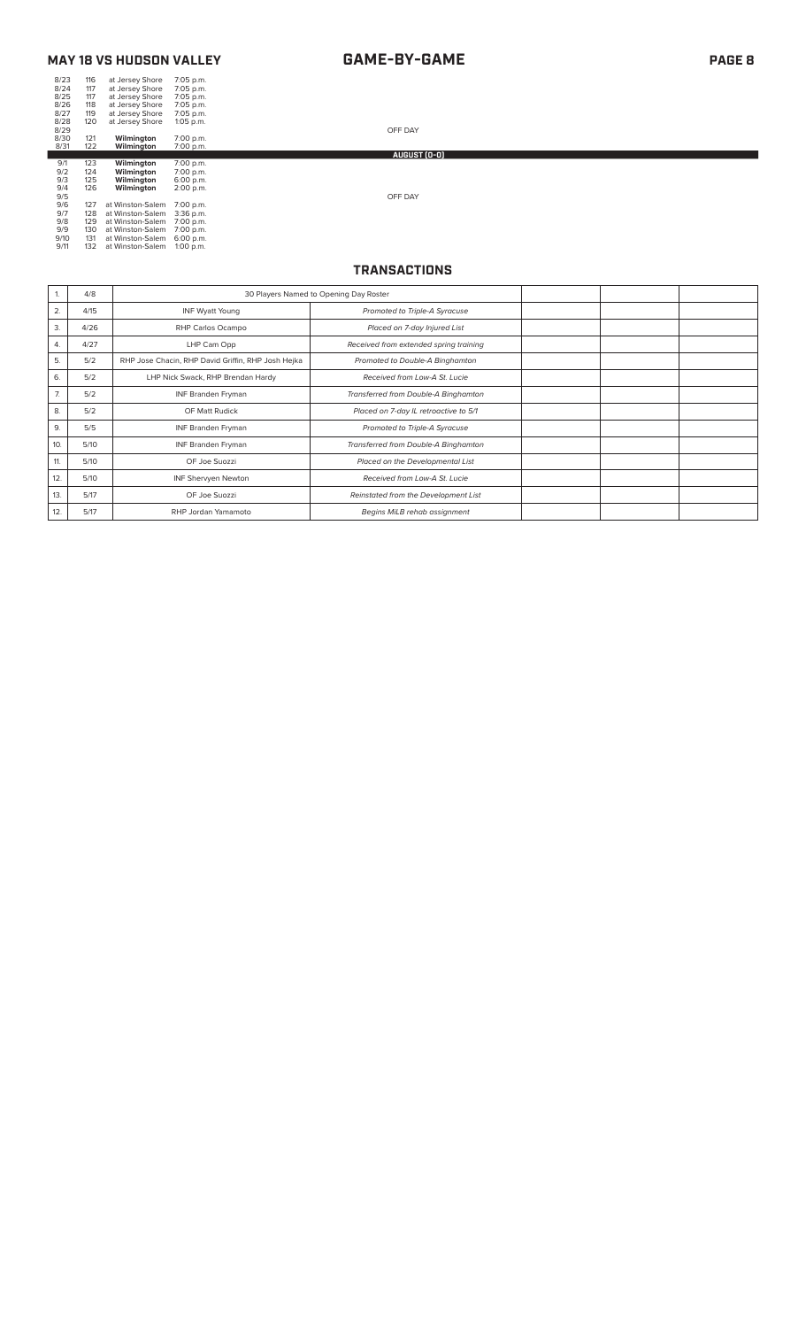## MAY 18 VS HUDSON VALLEY

## GAME-BY-GAME

| | | | | |
|---|---|---|---|---|
| 8/23 | 116 | at Jersey Shore | 7:05 p.m. | |
| 8/24 | 117 | at Jersey Shore | 7:05 p.m. | |
| 8/25 | 117 | at Jersey Shore | 7:05 p.m. | |
| 8/26 | 118 | at Jersey Shore | 7:05 p.m. | |
| 8/27 | 119 | at Jersey Shore | 7:05 p.m. | |
| 8/28 | 120 | at Jersey Shore | 1:05 p.m. | |
| 8/29 | | | | OFF DAY |
| 8/30 | 121 | **Wilmington** | 7:00 p.m. | |
| 8/31 | 122 | **Wilmington** | 7:00 p.m. | |
| | | | | **AUGUST (0-0)** |
| 9/1 | 123 | **Wilmington** | 7:00 p.m. | |
| 9/2 | 124 | **Wilmington** | 7:00 p.m. | |
| 9/3 | 125 | **Wilmington** | 6:00 p.m. | |
| 9/4 | 126 | **Wilmington** | 2:00 p.m. | |
| 9/5 | | | | OFF DAY |
| 9/6 | 127 | at Winston-Salem | 7:00 p.m. | |
| 9/7 | 128 | at Winston-Salem | 3:36 p.m. | |
| 9/8 | 129 | at Winston-Salem | 7:00 p.m. | |
| 9/9 | 130 | at Winston-Salem | 7:00 p.m. | |
| 9/10 | 131 | at Winston-Salem | 6:00 p.m. | |
| 9/11 | 132 | at Winston-Salem | 1:00 p.m. | |

## TRANSACTIONS

| | | | | | | |
|---|---|---|---|---|---|---|
| 1. | 4/8 | 30 Players Named to Opening Day Roster | | | | |
| 2. | 4/15 | INF Wyatt Young | *Promoted to Triple-A Syracuse* | | | |
| 3. | 4/26 | RHP Carlos Ocampo | *Placed on 7-day Injured List* | | | |
| 4. | 4/27 | LHP Cam Opp | *Received from extended spring training* | | | |
| 5. | 5/2 | RHP Jose Chacin, RHP David Griffin, RHP Josh Hejka | *Promoted to Double-A Binghamton* | | | |
| 6. | 5/2 | LHP Nick Swack, RHP Brendan Hardy | *Received from Low-A St. Lucie* | | | |
| 7. | 5/2 | INF Branden Fryman | *Transferred from Double-A Binghamton* | | | |
| 8. | 5/2 | OF Matt Rudick | *Placed on 7-day IL retroactive to 5/1* | | | |
| 9. | 5/5 | INF Branden Fryman | *Promoted to Triple-A Syracuse* | | | |
| 10. | 5/10 | INF Branden Fryman | *Transferred from Double-A Binghamton* | | | |
| 11. | 5/10 | OF Joe Suozzi | *Placed on the Developmental List* | | | |
| 12. | 5/10 | INF Shervyen Newton | *Received from Low-A St. Lucie* | | | |
| 13. | 5/17 | OF Joe Suozzi | *Reinstated from the Development List* | | | |
| 12. | 5/17 | RHP Jordan Yamamoto | *Begins MiLB rehab assignment* | | | |